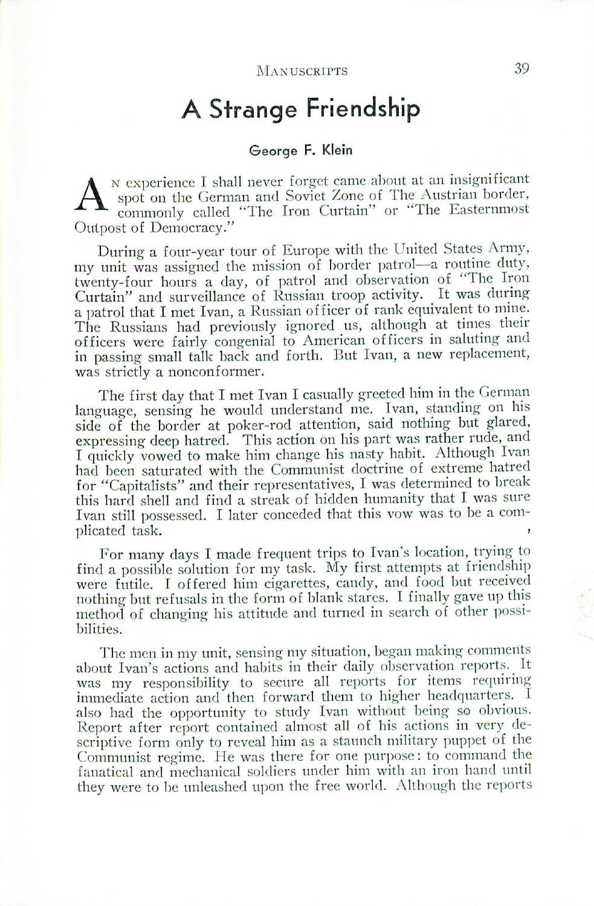# A Strange Friendship

George F. Klein

An experience I shall never forget came about at an insignificant spot on the German and Soviet Zone of The Austrian border, commonly called "The Iron Curtain" or "The Easternmost Outpost of Democracy."

During a four-year tour of Europe with the United States Army, my unit was assigned the mission of border patrol—a routine duty, twenty-four hours a day, of patrol and observation of "The Iron Curtain" and surveillance of Russian troop activity. It was during a patrol that I met Ivan, a Russian officer of rank equivalent to mine. The Russians had previously ignored us, although at times their officers were fairly congenial to American officers in saluting and in passing small talk back and forth. But Ivan, a new replacement, was strictly a nonconformer.

The first day that I met Ivan I casually greeted him in the German language, sensing he would understand me. Ivan, standing on his side of the border at poker-rod attention, said nothing but glared, expressing deep hatred. This action on his part was rather rude, and I quickly vowed to make him change his nasty habit. Although Ivan had been saturated with the Communist doctrine of extreme hatred for "Capitalists" and their representatives, I was determined to break this hard shell and find a streak of hidden humanity that I was sure Ivan still possessed. I later conceded that this vow was to be a complicated task.

For many days I made frequent trips to Ivan's location, trying to find a possible solution for my task. My first attempts at friendship were futile. I offered him cigarettes, candy, and food but received nothing but refusals in the form of blank stares. I finally gave up this method of changing his attitude and turned in search of other possibilities.

The men in my unit, sensing my situation, began making comments about Ivan's actions and habits in their daily observation reports. It was my responsibility to secure all reports for items requiring immediate action and then forward them to higher headquarters. I also had the opportunity to study Ivan without being so obvious. Report after report contained almost all of his actions in very descriptive form only to reveal him as a staunch military puppet of the Communist regime. He was there for one purpose: to command the fanatical and mechanical soldiers under him with an iron hand until they were to be unleashed upon the free world. Although the reports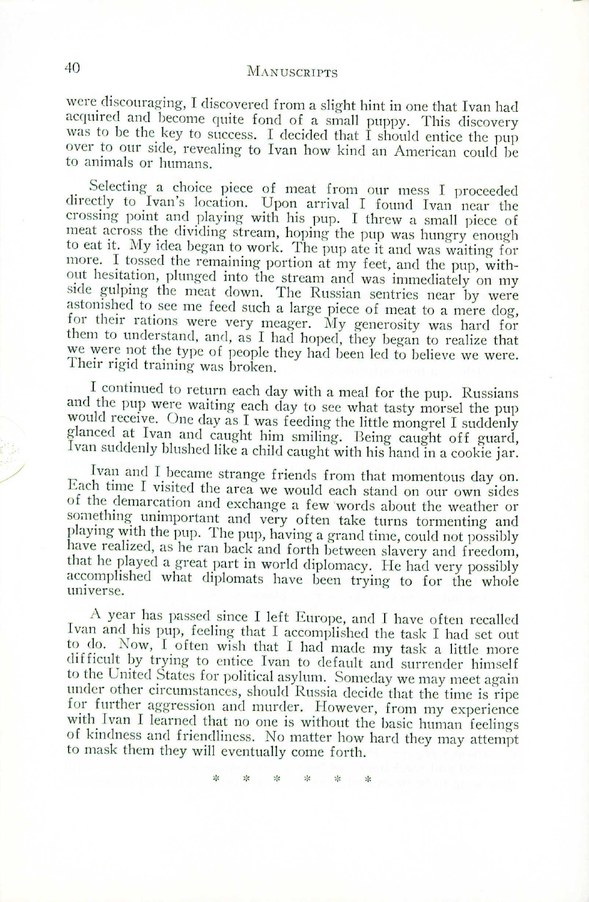were discouraging, I discovered from a slight hint in one that Ivan had acquired and become quite fond of a small puppy. This discovery was to be the key to success. I decided that I should entice the pup over to our side, revealing to Ivan how kind an American could be to animals or humans.

Selecting a choice piece of meat from our mess I proceeded directly to Ivan's location. Upon arrival I found Ivan near the crossing point and playing with his pup. I threw a small piece of meat across the dividing stream, hoping the pup was hungry enough to eat it. My idea began to work. The pup ate it and was waiting for more. I tossed the remaining portion at my feet, and the pup, without hesitation, plunged into the stream and was immediately on my side gulping the meat down. The Russian sentries near by were astonished to see me feed such a large piece of meat to a mere dog, for their rations were very meager. My generosity was hard for them to understand, and, as I had hoped, they began to realize that we were not the type of people they had been led to believe we were. Their rigid training was broken.

I continued to return each day with a meal for the pup. Russians and the pup were waiting each day to see what tasty morsel the pup would receive. One day as I was feeding the little mongrel I suddenly glanced at Ivan and caught him smiling. Being caught off guard, Ivan suddenly blushed like a child caught with his hand in a cookie jar.

Ivan and I became strange friends from that momentous day on. Each time I visited the area we would each stand on our own sides of the demarcation and exchange a few words about the weather or something unimportant and very often take turns tormenting and playing with the pup. The pup, having a grand time, could not possibly have realized, as he ran back and forth between slavery and freedom, that he played a great part in world diplomacy. He had very possibly accomplished what diplomats have been trying to for the whole universe.

A year has passed since I left Europe, and I have often recalled Ivan and his pup, feeling that I accomplished the task I had set out to do. Now, I often wish that I had made my task a little more difficult by trying to entice Ivan to default and surrender himself to the United States for political asylum. Someday we may meet again under other circumstances, should Russia decide that the time is ripe for further aggression and murder. However, from my experience with Ivan I learned that no one is without the basic human feelings of kindness and friendliness. No matter how hard they may attempt to mask them they will eventually come forth.

\* \* \* \* \* \*